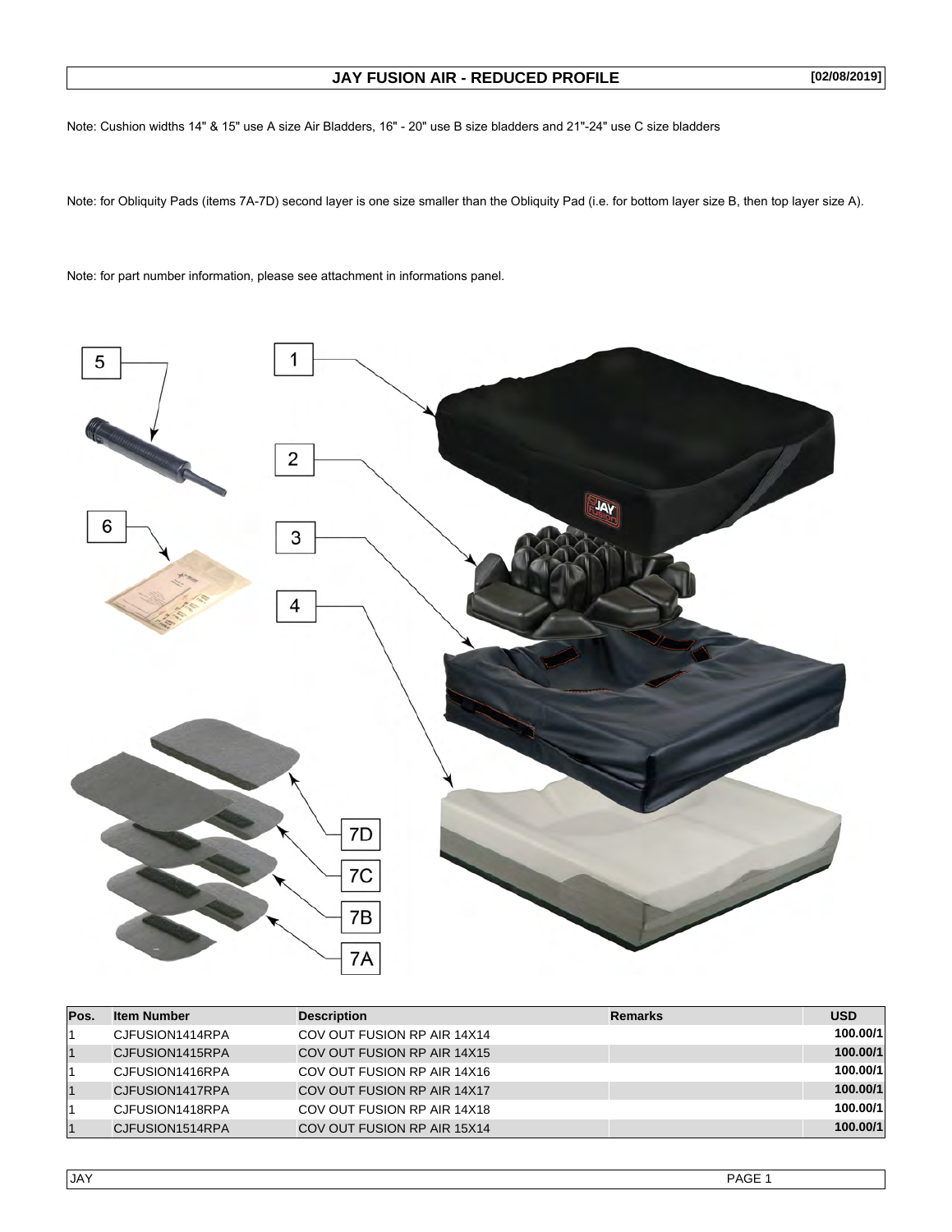# JAY FUSION AIR - REDUCED PROFILE

[02/08/2019]

Note: Cushion widths 14" & 15" use A size Air Bladders, 16" - 20" use B size bladders and 21"-24" use C size bladders

Note: for Obliquity Pads (items 7A-7D) second layer is one size smaller than the Obliquity Pad (i.e. for bottom layer size B, then top layer size A).

Note: for part number information, please see attachment in informations panel.

5

1

2

6

3

4

7D

7C

7B

7A

| Pos. | Item Number | Description | Remarks | USD |
|---|---|---|---|---|
| 1 | CJFUSION1414RPA | COV OUT FUSION RP AIR 14X14 | | 100.00/1 |
| 1 | CJFUSION1415RPA | COV OUT FUSION RP AIR 14X15 | | 100.00/1 |
| 1 | CJFUSION1416RPA | COV OUT FUSION RP AIR 14X16 | | 100.00/1 |
| 1 | CJFUSION1417RPA | COV OUT FUSION RP AIR 14X17 | | 100.00/1 |
| 1 | CJFUSION1418RPA | COV OUT FUSION RP AIR 14X18 | | 100.00/1 |
| 1 | CJFUSION1514RPA | COV OUT FUSION RP AIR 15X14 | | 100.00/1 |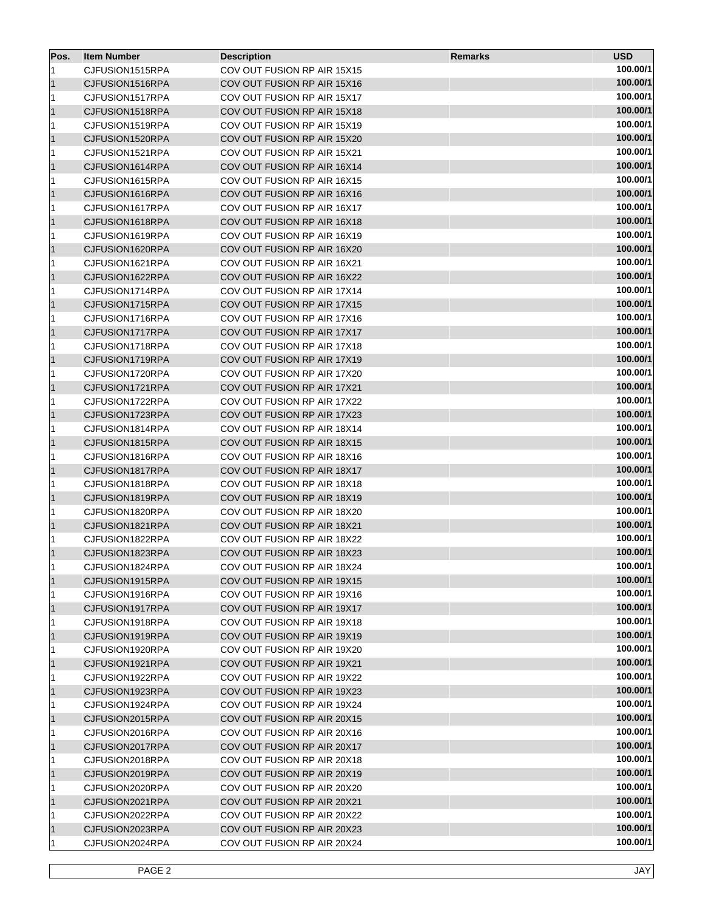| Pos. | Item Number | Description | Remarks | USD |
|---|---|---|---|---|
| 1 | CJFUSION1515RPA | COV OUT FUSION RP AIR 15X15 | | 100.00/1 |
| 1 | CJFUSION1516RPA | COV OUT FUSION RP AIR 15X16 | | 100.00/1 |
| 1 | CJFUSION1517RPA | COV OUT FUSION RP AIR 15X17 | | 100.00/1 |
| 1 | CJFUSION1518RPA | COV OUT FUSION RP AIR 15X18 | | 100.00/1 |
| 1 | CJFUSION1519RPA | COV OUT FUSION RP AIR 15X19 | | 100.00/1 |
| 1 | CJFUSION1520RPA | COV OUT FUSION RP AIR 15X20 | | 100.00/1 |
| 1 | CJFUSION1521RPA | COV OUT FUSION RP AIR 15X21 | | 100.00/1 |
| 1 | CJFUSION1614RPA | COV OUT FUSION RP AIR 16X14 | | 100.00/1 |
| 1 | CJFUSION1615RPA | COV OUT FUSION RP AIR 16X15 | | 100.00/1 |
| 1 | CJFUSION1616RPA | COV OUT FUSION RP AIR 16X16 | | 100.00/1 |
| 1 | CJFUSION1617RPA | COV OUT FUSION RP AIR 16X17 | | 100.00/1 |
| 1 | CJFUSION1618RPA | COV OUT FUSION RP AIR 16X18 | | 100.00/1 |
| 1 | CJFUSION1619RPA | COV OUT FUSION RP AIR 16X19 | | 100.00/1 |
| 1 | CJFUSION1620RPA | COV OUT FUSION RP AIR 16X20 | | 100.00/1 |
| 1 | CJFUSION1621RPA | COV OUT FUSION RP AIR 16X21 | | 100.00/1 |
| 1 | CJFUSION1622RPA | COV OUT FUSION RP AIR 16X22 | | 100.00/1 |
| 1 | CJFUSION1714RPA | COV OUT FUSION RP AIR 17X14 | | 100.00/1 |
| 1 | CJFUSION1715RPA | COV OUT FUSION RP AIR 17X15 | | 100.00/1 |
| 1 | CJFUSION1716RPA | COV OUT FUSION RP AIR 17X16 | | 100.00/1 |
| 1 | CJFUSION1717RPA | COV OUT FUSION RP AIR 17X17 | | 100.00/1 |
| 1 | CJFUSION1718RPA | COV OUT FUSION RP AIR 17X18 | | 100.00/1 |
| 1 | CJFUSION1719RPA | COV OUT FUSION RP AIR 17X19 | | 100.00/1 |
| 1 | CJFUSION1720RPA | COV OUT FUSION RP AIR 17X20 | | 100.00/1 |
| 1 | CJFUSION1721RPA | COV OUT FUSION RP AIR 17X21 | | 100.00/1 |
| 1 | CJFUSION1722RPA | COV OUT FUSION RP AIR 17X22 | | 100.00/1 |
| 1 | CJFUSION1723RPA | COV OUT FUSION RP AIR 17X23 | | 100.00/1 |
| 1 | CJFUSION1814RPA | COV OUT FUSION RP AIR 18X14 | | 100.00/1 |
| 1 | CJFUSION1815RPA | COV OUT FUSION RP AIR 18X15 | | 100.00/1 |
| 1 | CJFUSION1816RPA | COV OUT FUSION RP AIR 18X16 | | 100.00/1 |
| 1 | CJFUSION1817RPA | COV OUT FUSION RP AIR 18X17 | | 100.00/1 |
| 1 | CJFUSION1818RPA | COV OUT FUSION RP AIR 18X18 | | 100.00/1 |
| 1 | CJFUSION1819RPA | COV OUT FUSION RP AIR 18X19 | | 100.00/1 |
| 1 | CJFUSION1820RPA | COV OUT FUSION RP AIR 18X20 | | 100.00/1 |
| 1 | CJFUSION1821RPA | COV OUT FUSION RP AIR 18X21 | | 100.00/1 |
| 1 | CJFUSION1822RPA | COV OUT FUSION RP AIR 18X22 | | 100.00/1 |
| 1 | CJFUSION1823RPA | COV OUT FUSION RP AIR 18X23 | | 100.00/1 |
| 1 | CJFUSION1824RPA | COV OUT FUSION RP AIR 18X24 | | 100.00/1 |
| 1 | CJFUSION1915RPA | COV OUT FUSION RP AIR 19X15 | | 100.00/1 |
| 1 | CJFUSION1916RPA | COV OUT FUSION RP AIR 19X16 | | 100.00/1 |
| 1 | CJFUSION1917RPA | COV OUT FUSION RP AIR 19X17 | | 100.00/1 |
| 1 | CJFUSION1918RPA | COV OUT FUSION RP AIR 19X18 | | 100.00/1 |
| 1 | CJFUSION1919RPA | COV OUT FUSION RP AIR 19X19 | | 100.00/1 |
| 1 | CJFUSION1920RPA | COV OUT FUSION RP AIR 19X20 | | 100.00/1 |
| 1 | CJFUSION1921RPA | COV OUT FUSION RP AIR 19X21 | | 100.00/1 |
| 1 | CJFUSION1922RPA | COV OUT FUSION RP AIR 19X22 | | 100.00/1 |
| 1 | CJFUSION1923RPA | COV OUT FUSION RP AIR 19X23 | | 100.00/1 |
| 1 | CJFUSION1924RPA | COV OUT FUSION RP AIR 19X24 | | 100.00/1 |
| 1 | CJFUSION2015RPA | COV OUT FUSION RP AIR 20X15 | | 100.00/1 |
| 1 | CJFUSION2016RPA | COV OUT FUSION RP AIR 20X16 | | 100.00/1 |
| 1 | CJFUSION2017RPA | COV OUT FUSION RP AIR 20X17 | | 100.00/1 |
| 1 | CJFUSION2018RPA | COV OUT FUSION RP AIR 20X18 | | 100.00/1 |
| 1 | CJFUSION2019RPA | COV OUT FUSION RP AIR 20X19 | | 100.00/1 |
| 1 | CJFUSION2020RPA | COV OUT FUSION RP AIR 20X20 | | 100.00/1 |
| 1 | CJFUSION2021RPA | COV OUT FUSION RP AIR 20X21 | | 100.00/1 |
| 1 | CJFUSION2022RPA | COV OUT FUSION RP AIR 20X22 | | 100.00/1 |
| 1 | CJFUSION2023RPA | COV OUT FUSION RP AIR 20X23 | | 100.00/1 |
| 1 | CJFUSION2024RPA | COV OUT FUSION RP AIR 20X24 | | 100.00/1 |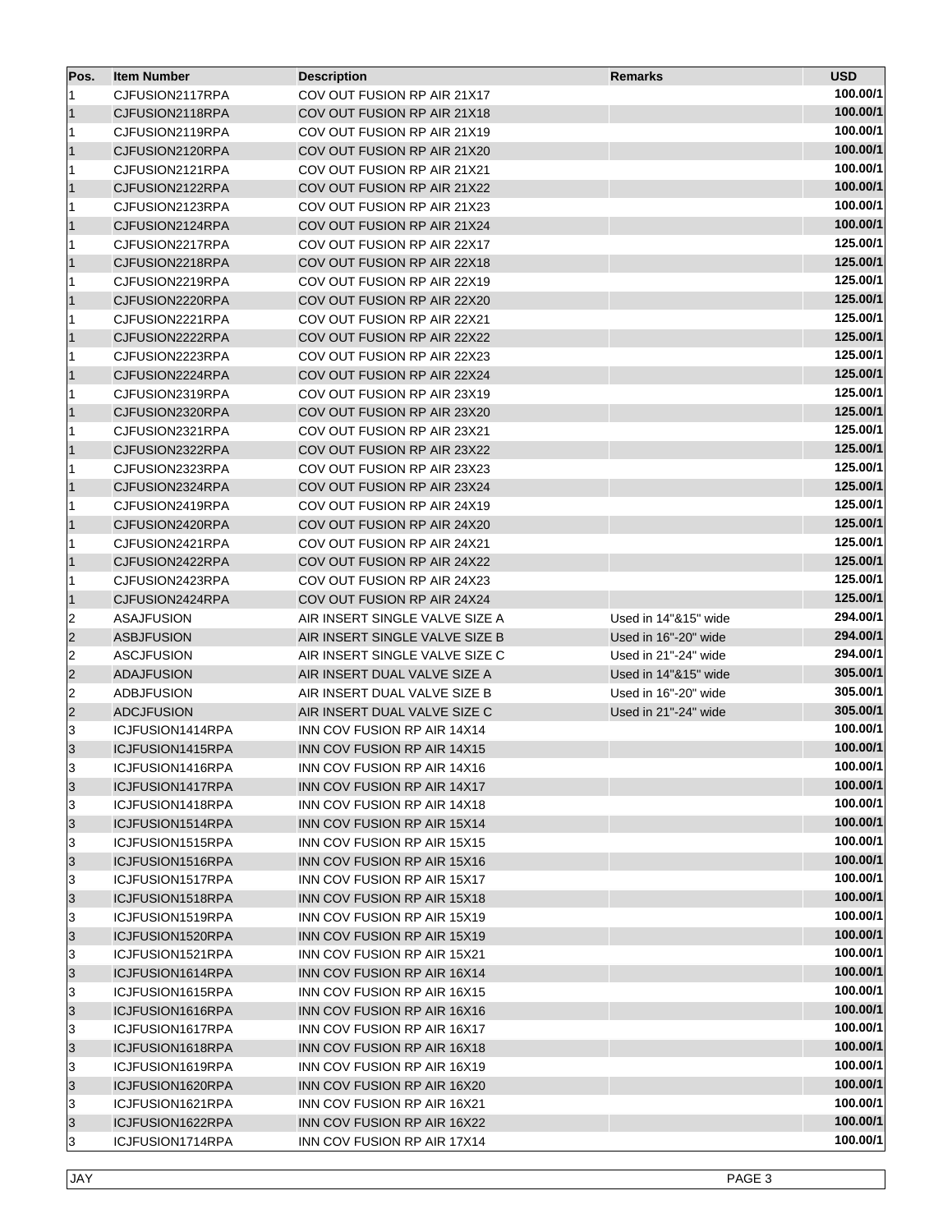| Pos. | Item Number | Description | Remarks | USD |
|---|---|---|---|---|
| 1 | CJFUSION2117RPA | COV OUT FUSION RP AIR 21X17 | | 100.00/1 |
| 1 | CJFUSION2118RPA | COV OUT FUSION RP AIR 21X18 | | 100.00/1 |
| 1 | CJFUSION2119RPA | COV OUT FUSION RP AIR 21X19 | | 100.00/1 |
| 1 | CJFUSION2120RPA | COV OUT FUSION RP AIR 21X20 | | 100.00/1 |
| 1 | CJFUSION2121RPA | COV OUT FUSION RP AIR 21X21 | | 100.00/1 |
| 1 | CJFUSION2122RPA | COV OUT FUSION RP AIR 21X22 | | 100.00/1 |
| 1 | CJFUSION2123RPA | COV OUT FUSION RP AIR 21X23 | | 100.00/1 |
| 1 | CJFUSION2124RPA | COV OUT FUSION RP AIR 21X24 | | 100.00/1 |
| 1 | CJFUSION2217RPA | COV OUT FUSION RP AIR 22X17 | | 125.00/1 |
| 1 | CJFUSION2218RPA | COV OUT FUSION RP AIR 22X18 | | 125.00/1 |
| 1 | CJFUSION2219RPA | COV OUT FUSION RP AIR 22X19 | | 125.00/1 |
| 1 | CJFUSION2220RPA | COV OUT FUSION RP AIR 22X20 | | 125.00/1 |
| 1 | CJFUSION2221RPA | COV OUT FUSION RP AIR 22X21 | | 125.00/1 |
| 1 | CJFUSION2222RPA | COV OUT FUSION RP AIR 22X22 | | 125.00/1 |
| 1 | CJFUSION2223RPA | COV OUT FUSION RP AIR 22X23 | | 125.00/1 |
| 1 | CJFUSION2224RPA | COV OUT FUSION RP AIR 22X24 | | 125.00/1 |
| 1 | CJFUSION2319RPA | COV OUT FUSION RP AIR 23X19 | | 125.00/1 |
| 1 | CJFUSION2320RPA | COV OUT FUSION RP AIR 23X20 | | 125.00/1 |
| 1 | CJFUSION2321RPA | COV OUT FUSION RP AIR 23X21 | | 125.00/1 |
| 1 | CJFUSION2322RPA | COV OUT FUSION RP AIR 23X22 | | 125.00/1 |
| 1 | CJFUSION2323RPA | COV OUT FUSION RP AIR 23X23 | | 125.00/1 |
| 1 | CJFUSION2324RPA | COV OUT FUSION RP AIR 23X24 | | 125.00/1 |
| 1 | CJFUSION2419RPA | COV OUT FUSION RP AIR 24X19 | | 125.00/1 |
| 1 | CJFUSION2420RPA | COV OUT FUSION RP AIR 24X20 | | 125.00/1 |
| 1 | CJFUSION2421RPA | COV OUT FUSION RP AIR 24X21 | | 125.00/1 |
| 1 | CJFUSION2422RPA | COV OUT FUSION RP AIR 24X22 | | 125.00/1 |
| 1 | CJFUSION2423RPA | COV OUT FUSION RP AIR 24X23 | | 125.00/1 |
| 1 | CJFUSION2424RPA | COV OUT FUSION RP AIR 24X24 | | 125.00/1 |
| 2 | ASAJFUSION | AIR INSERT SINGLE VALVE SIZE A | Used in 14"&15" wide | 294.00/1 |
| 2 | ASBJFUSION | AIR INSERT SINGLE VALVE SIZE B | Used in 16"-20" wide | 294.00/1 |
| 2 | ASCJFUSION | AIR INSERT SINGLE VALVE SIZE C | Used in 21"-24" wide | 294.00/1 |
| 2 | ADAJFUSION | AIR INSERT DUAL VALVE SIZE A | Used in 14"&15" wide | 305.00/1 |
| 2 | ADBJFUSION | AIR INSERT DUAL VALVE SIZE B | Used in 16"-20" wide | 305.00/1 |
| 2 | ADCJFUSION | AIR INSERT DUAL VALVE SIZE C | Used in 21"-24" wide | 305.00/1 |
| 3 | ICJFUSION1414RPA | INN COV FUSION RP AIR 14X14 | | 100.00/1 |
| 3 | ICJFUSION1415RPA | INN COV FUSION RP AIR 14X15 | | 100.00/1 |
| 3 | ICJFUSION1416RPA | INN COV FUSION RP AIR 14X16 | | 100.00/1 |
| 3 | ICJFUSION1417RPA | INN COV FUSION RP AIR 14X17 | | 100.00/1 |
| 3 | ICJFUSION1418RPA | INN COV FUSION RP AIR 14X18 | | 100.00/1 |
| 3 | ICJFUSION1514RPA | INN COV FUSION RP AIR 15X14 | | 100.00/1 |
| 3 | ICJFUSION1515RPA | INN COV FUSION RP AIR 15X15 | | 100.00/1 |
| 3 | ICJFUSION1516RPA | INN COV FUSION RP AIR 15X16 | | 100.00/1 |
| 3 | ICJFUSION1517RPA | INN COV FUSION RP AIR 15X17 | | 100.00/1 |
| 3 | ICJFUSION1518RPA | INN COV FUSION RP AIR 15X18 | | 100.00/1 |
| 3 | ICJFUSION1519RPA | INN COV FUSION RP AIR 15X19 | | 100.00/1 |
| 3 | ICJFUSION1520RPA | INN COV FUSION RP AIR 15X19 | | 100.00/1 |
| 3 | ICJFUSION1521RPA | INN COV FUSION RP AIR 15X21 | | 100.00/1 |
| 3 | ICJFUSION1614RPA | INN COV FUSION RP AIR 16X14 | | 100.00/1 |
| 3 | ICJFUSION1615RPA | INN COV FUSION RP AIR 16X15 | | 100.00/1 |
| 3 | ICJFUSION1616RPA | INN COV FUSION RP AIR 16X16 | | 100.00/1 |
| 3 | ICJFUSION1617RPA | INN COV FUSION RP AIR 16X17 | | 100.00/1 |
| 3 | ICJFUSION1618RPA | INN COV FUSION RP AIR 16X18 | | 100.00/1 |
| 3 | ICJFUSION1619RPA | INN COV FUSION RP AIR 16X19 | | 100.00/1 |
| 3 | ICJFUSION1620RPA | INN COV FUSION RP AIR 16X20 | | 100.00/1 |
| 3 | ICJFUSION1621RPA | INN COV FUSION RP AIR 16X21 | | 100.00/1 |
| 3 | ICJFUSION1622RPA | INN COV FUSION RP AIR 16X22 | | 100.00/1 |
| 3 | ICJFUSION1714RPA | INN COV FUSION RP AIR 17X14 | | 100.00/1 |

JAY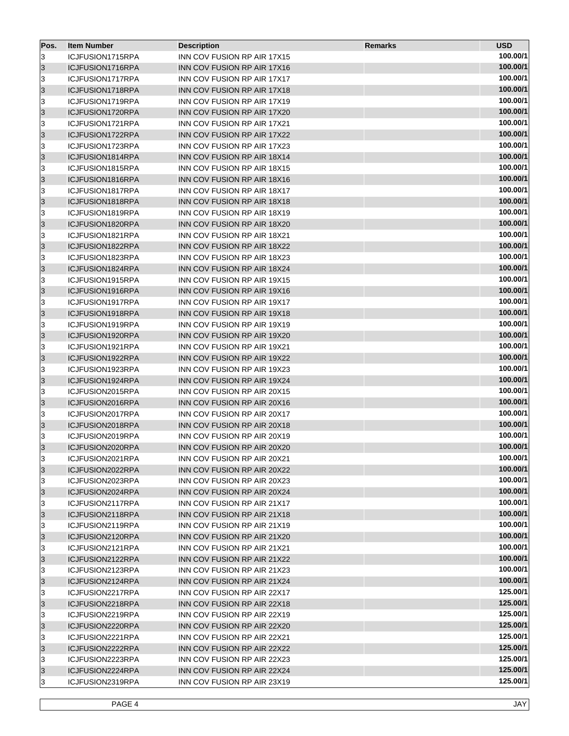| Pos. | Item Number | Description | Remarks | USD |
|---|---|---|---|---|
| 3 | ICJFUSION1715RPA | INN COV FUSION RP AIR 17X15 | | **100.00/1** |
| 3 | ICJFUSION1716RPA | INN COV FUSION RP AIR 17X16 | | **100.00/1** |
| 3 | ICJFUSION1717RPA | INN COV FUSION RP AIR 17X17 | | **100.00/1** |
| 3 | ICJFUSION1718RPA | INN COV FUSION RP AIR 17X18 | | **100.00/1** |
| 3 | ICJFUSION1719RPA | INN COV FUSION RP AIR 17X19 | | **100.00/1** |
| 3 | ICJFUSION1720RPA | INN COV FUSION RP AIR 17X20 | | **100.00/1** |
| 3 | ICJFUSION1721RPA | INN COV FUSION RP AIR 17X21 | | **100.00/1** |
| 3 | ICJFUSION1722RPA | INN COV FUSION RP AIR 17X22 | | **100.00/1** |
| 3 | ICJFUSION1723RPA | INN COV FUSION RP AIR 17X23 | | **100.00/1** |
| 3 | ICJFUSION1814RPA | INN COV FUSION RP AIR 18X14 | | **100.00/1** |
| 3 | ICJFUSION1815RPA | INN COV FUSION RP AIR 18X15 | | **100.00/1** |
| 3 | ICJFUSION1816RPA | INN COV FUSION RP AIR 18X16 | | **100.00/1** |
| 3 | ICJFUSION1817RPA | INN COV FUSION RP AIR 18X17 | | **100.00/1** |
| 3 | ICJFUSION1818RPA | INN COV FUSION RP AIR 18X18 | | **100.00/1** |
| 3 | ICJFUSION1819RPA | INN COV FUSION RP AIR 18X19 | | **100.00/1** |
| 3 | ICJFUSION1820RPA | INN COV FUSION RP AIR 18X20 | | **100.00/1** |
| 3 | ICJFUSION1821RPA | INN COV FUSION RP AIR 18X21 | | **100.00/1** |
| 3 | ICJFUSION1822RPA | INN COV FUSION RP AIR 18X22 | | **100.00/1** |
| 3 | ICJFUSION1823RPA | INN COV FUSION RP AIR 18X23 | | **100.00/1** |
| 3 | ICJFUSION1824RPA | INN COV FUSION RP AIR 18X24 | | **100.00/1** |
| 3 | ICJFUSION1915RPA | INN COV FUSION RP AIR 19X15 | | **100.00/1** |
| 3 | ICJFUSION1916RPA | INN COV FUSION RP AIR 19X16 | | **100.00/1** |
| 3 | ICJFUSION1917RPA | INN COV FUSION RP AIR 19X17 | | **100.00/1** |
| 3 | ICJFUSION1918RPA | INN COV FUSION RP AIR 19X18 | | **100.00/1** |
| 3 | ICJFUSION1919RPA | INN COV FUSION RP AIR 19X19 | | **100.00/1** |
| 3 | ICJFUSION1920RPA | INN COV FUSION RP AIR 19X20 | | **100.00/1** |
| 3 | ICJFUSION1921RPA | INN COV FUSION RP AIR 19X21 | | **100.00/1** |
| 3 | ICJFUSION1922RPA | INN COV FUSION RP AIR 19X22 | | **100.00/1** |
| 3 | ICJFUSION1923RPA | INN COV FUSION RP AIR 19X23 | | **100.00/1** |
| 3 | ICJFUSION1924RPA | INN COV FUSION RP AIR 19X24 | | **100.00/1** |
| 3 | ICJFUSION2015RPA | INN COV FUSION RP AIR 20X15 | | **100.00/1** |
| 3 | ICJFUSION2016RPA | INN COV FUSION RP AIR 20X16 | | **100.00/1** |
| 3 | ICJFUSION2017RPA | INN COV FUSION RP AIR 20X17 | | **100.00/1** |
| 3 | ICJFUSION2018RPA | INN COV FUSION RP AIR 20X18 | | **100.00/1** |
| 3 | ICJFUSION2019RPA | INN COV FUSION RP AIR 20X19 | | **100.00/1** |
| 3 | ICJFUSION2020RPA | INN COV FUSION RP AIR 20X20 | | **100.00/1** |
| 3 | ICJFUSION2021RPA | INN COV FUSION RP AIR 20X21 | | **100.00/1** |
| 3 | ICJFUSION2022RPA | INN COV FUSION RP AIR 20X22 | | **100.00/1** |
| 3 | ICJFUSION2023RPA | INN COV FUSION RP AIR 20X23 | | **100.00/1** |
| 3 | ICJFUSION2024RPA | INN COV FUSION RP AIR 20X24 | | **100.00/1** |
| 3 | ICJFUSION2117RPA | INN COV FUSION RP AIR 21X17 | | **100.00/1** |
| 3 | ICJFUSION2118RPA | INN COV FUSION RP AIR 21X18 | | **100.00/1** |
| 3 | ICJFUSION2119RPA | INN COV FUSION RP AIR 21X19 | | **100.00/1** |
| 3 | ICJFUSION2120RPA | INN COV FUSION RP AIR 21X20 | | **100.00/1** |
| 3 | ICJFUSION2121RPA | INN COV FUSION RP AIR 21X21 | | **100.00/1** |
| 3 | ICJFUSION2122RPA | INN COV FUSION RP AIR 21X22 | | **100.00/1** |
| 3 | ICJFUSION2123RPA | INN COV FUSION RP AIR 21X23 | | **100.00/1** |
| 3 | ICJFUSION2124RPA | INN COV FUSION RP AIR 21X24 | | **100.00/1** |
| 3 | ICJFUSION2217RPA | INN COV FUSION RP AIR 22X17 | | **125.00/1** |
| 3 | ICJFUSION2218RPA | INN COV FUSION RP AIR 22X18 | | **125.00/1** |
| 3 | ICJFUSION2219RPA | INN COV FUSION RP AIR 22X19 | | **125.00/1** |
| 3 | ICJFUSION2220RPA | INN COV FUSION RP AIR 22X20 | | **125.00/1** |
| 3 | ICJFUSION2221RPA | INN COV FUSION RP AIR 22X21 | | **125.00/1** |
| 3 | ICJFUSION2222RPA | INN COV FUSION RP AIR 22X22 | | **125.00/1** |
| 3 | ICJFUSION2223RPA | INN COV FUSION RP AIR 22X23 | | **125.00/1** |
| 3 | ICJFUSION2224RPA | INN COV FUSION RP AIR 22X24 | | **125.00/1** |
| 3 | ICJFUSION2319RPA | INN COV FUSION RP AIR 23X19 | | **125.00/1** |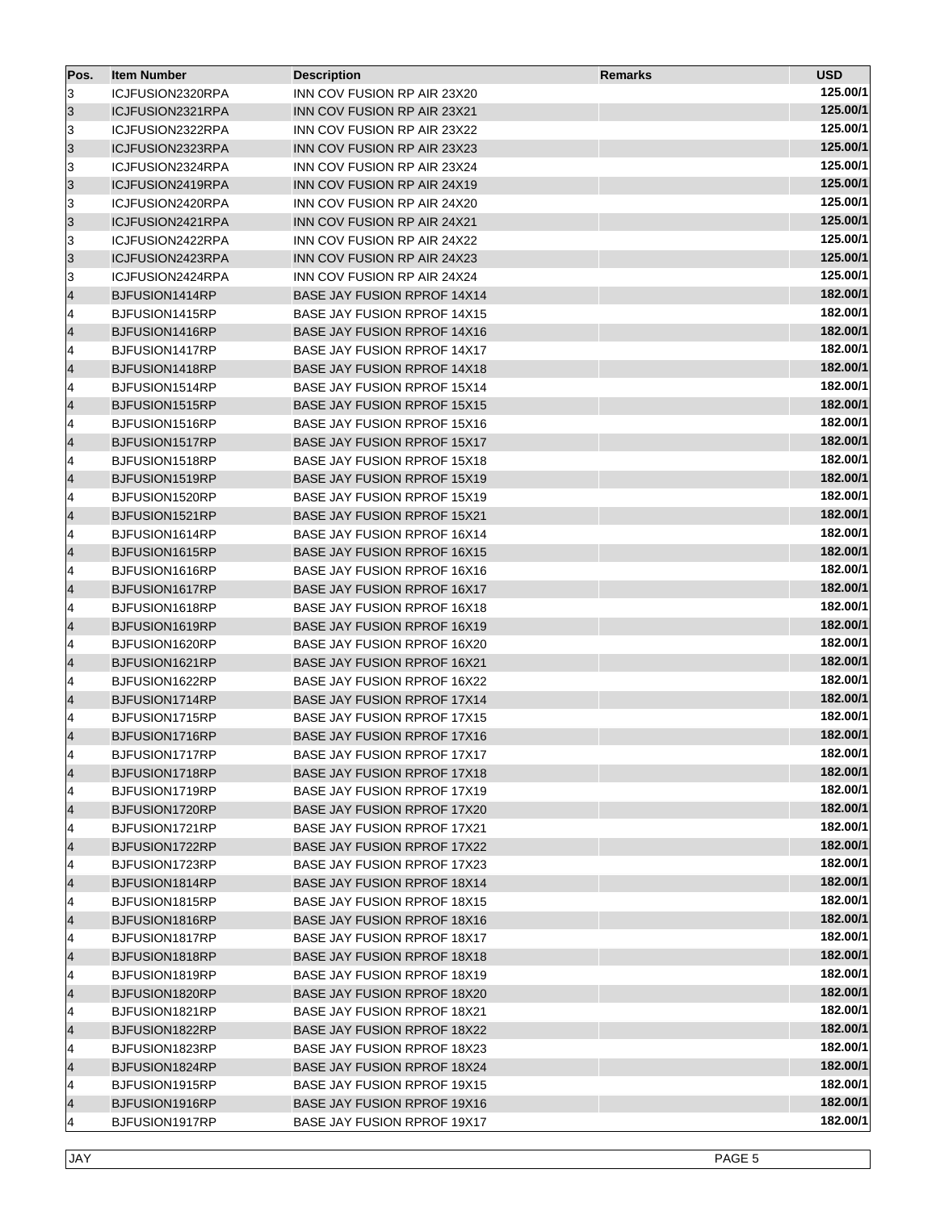| Pos. | Item Number | Description | Remarks | USD |
|---|---|---|---|---|
| 3 | ICJFUSION2320RPA | INN COV FUSION RP AIR 23X20 | | 125.00/1 |
| 3 | ICJFUSION2321RPA | INN COV FUSION RP AIR 23X21 | | 125.00/1 |
| 3 | ICJFUSION2322RPA | INN COV FUSION RP AIR 23X22 | | 125.00/1 |
| 3 | ICJFUSION2323RPA | INN COV FUSION RP AIR 23X23 | | 125.00/1 |
| 3 | ICJFUSION2324RPA | INN COV FUSION RP AIR 23X24 | | 125.00/1 |
| 3 | ICJFUSION2419RPA | INN COV FUSION RP AIR 24X19 | | 125.00/1 |
| 3 | ICJFUSION2420RPA | INN COV FUSION RP AIR 24X20 | | 125.00/1 |
| 3 | ICJFUSION2421RPA | INN COV FUSION RP AIR 24X21 | | 125.00/1 |
| 3 | ICJFUSION2422RPA | INN COV FUSION RP AIR 24X22 | | 125.00/1 |
| 3 | ICJFUSION2423RPA | INN COV FUSION RP AIR 24X23 | | 125.00/1 |
| 3 | ICJFUSION2424RPA | INN COV FUSION RP AIR 24X24 | | 125.00/1 |
| 4 | BJFUSION1414RP | BASE JAY FUSION RPROF 14X14 | | 182.00/1 |
| 4 | BJFUSION1415RP | BASE JAY FUSION RPROF 14X15 | | 182.00/1 |
| 4 | BJFUSION1416RP | BASE JAY FUSION RPROF 14X16 | | 182.00/1 |
| 4 | BJFUSION1417RP | BASE JAY FUSION RPROF 14X17 | | 182.00/1 |
| 4 | BJFUSION1418RP | BASE JAY FUSION RPROF 14X18 | | 182.00/1 |
| 4 | BJFUSION1514RP | BASE JAY FUSION RPROF 15X14 | | 182.00/1 |
| 4 | BJFUSION1515RP | BASE JAY FUSION RPROF 15X15 | | 182.00/1 |
| 4 | BJFUSION1516RP | BASE JAY FUSION RPROF 15X16 | | 182.00/1 |
| 4 | BJFUSION1517RP | BASE JAY FUSION RPROF 15X17 | | 182.00/1 |
| 4 | BJFUSION1518RP | BASE JAY FUSION RPROF 15X18 | | 182.00/1 |
| 4 | BJFUSION1519RP | BASE JAY FUSION RPROF 15X19 | | 182.00/1 |
| 4 | BJFUSION1520RP | BASE JAY FUSION RPROF 15X19 | | 182.00/1 |
| 4 | BJFUSION1521RP | BASE JAY FUSION RPROF 15X21 | | 182.00/1 |
| 4 | BJFUSION1614RP | BASE JAY FUSION RPROF 16X14 | | 182.00/1 |
| 4 | BJFUSION1615RP | BASE JAY FUSION RPROF 16X15 | | 182.00/1 |
| 4 | BJFUSION1616RP | BASE JAY FUSION RPROF 16X16 | | 182.00/1 |
| 4 | BJFUSION1617RP | BASE JAY FUSION RPROF 16X17 | | 182.00/1 |
| 4 | BJFUSION1618RP | BASE JAY FUSION RPROF 16X18 | | 182.00/1 |
| 4 | BJFUSION1619RP | BASE JAY FUSION RPROF 16X19 | | 182.00/1 |
| 4 | BJFUSION1620RP | BASE JAY FUSION RPROF 16X20 | | 182.00/1 |
| 4 | BJFUSION1621RP | BASE JAY FUSION RPROF 16X21 | | 182.00/1 |
| 4 | BJFUSION1622RP | BASE JAY FUSION RPROF 16X22 | | 182.00/1 |
| 4 | BJFUSION1714RP | BASE JAY FUSION RPROF 17X14 | | 182.00/1 |
| 4 | BJFUSION1715RP | BASE JAY FUSION RPROF 17X15 | | 182.00/1 |
| 4 | BJFUSION1716RP | BASE JAY FUSION RPROF 17X16 | | 182.00/1 |
| 4 | BJFUSION1717RP | BASE JAY FUSION RPROF 17X17 | | 182.00/1 |
| 4 | BJFUSION1718RP | BASE JAY FUSION RPROF 17X18 | | 182.00/1 |
| 4 | BJFUSION1719RP | BASE JAY FUSION RPROF 17X19 | | 182.00/1 |
| 4 | BJFUSION1720RP | BASE JAY FUSION RPROF 17X20 | | 182.00/1 |
| 4 | BJFUSION1721RP | BASE JAY FUSION RPROF 17X21 | | 182.00/1 |
| 4 | BJFUSION1722RP | BASE JAY FUSION RPROF 17X22 | | 182.00/1 |
| 4 | BJFUSION1723RP | BASE JAY FUSION RPROF 17X23 | | 182.00/1 |
| 4 | BJFUSION1814RP | BASE JAY FUSION RPROF 18X14 | | 182.00/1 |
| 4 | BJFUSION1815RP | BASE JAY FUSION RPROF 18X15 | | 182.00/1 |
| 4 | BJFUSION1816RP | BASE JAY FUSION RPROF 18X16 | | 182.00/1 |
| 4 | BJFUSION1817RP | BASE JAY FUSION RPROF 18X17 | | 182.00/1 |
| 4 | BJFUSION1818RP | BASE JAY FUSION RPROF 18X18 | | 182.00/1 |
| 4 | BJFUSION1819RP | BASE JAY FUSION RPROF 18X19 | | 182.00/1 |
| 4 | BJFUSION1820RP | BASE JAY FUSION RPROF 18X20 | | 182.00/1 |
| 4 | BJFUSION1821RP | BASE JAY FUSION RPROF 18X21 | | 182.00/1 |
| 4 | BJFUSION1822RP | BASE JAY FUSION RPROF 18X22 | | 182.00/1 |
| 4 | BJFUSION1823RP | BASE JAY FUSION RPROF 18X23 | | 182.00/1 |
| 4 | BJFUSION1824RP | BASE JAY FUSION RPROF 18X24 | | 182.00/1 |
| 4 | BJFUSION1915RP | BASE JAY FUSION RPROF 19X15 | | 182.00/1 |
| 4 | BJFUSION1916RP | BASE JAY FUSION RPROF 19X16 | | 182.00/1 |
| 4 | BJFUSION1917RP | BASE JAY FUSION RPROF 19X17 | | 182.00/1 |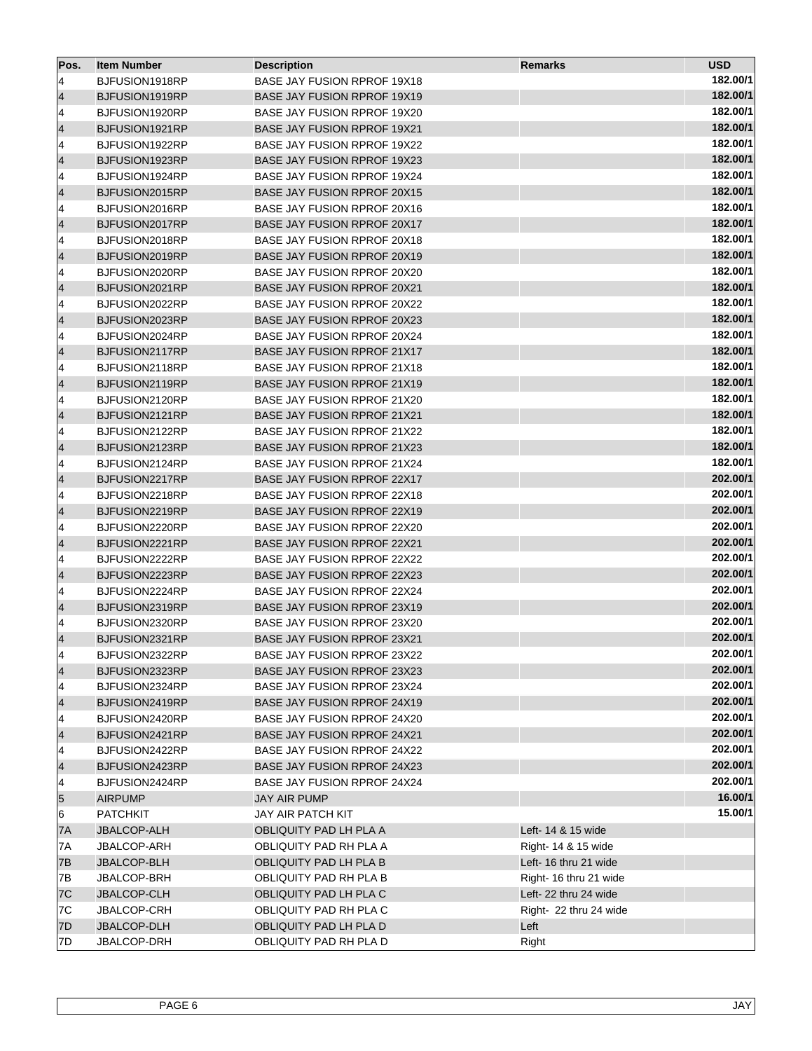| Pos. | Item Number | Description | Remarks | USD |
|---|---|---|---|---|
| 4 | BJFUSION1918RP | BASE JAY FUSION RPROF 19X18 | | 182.00/1 |
| 4 | BJFUSION1919RP | BASE JAY FUSION RPROF 19X19 | | 182.00/1 |
| 4 | BJFUSION1920RP | BASE JAY FUSION RPROF 19X20 | | 182.00/1 |
| 4 | BJFUSION1921RP | BASE JAY FUSION RPROF 19X21 | | 182.00/1 |
| 4 | BJFUSION1922RP | BASE JAY FUSION RPROF 19X22 | | 182.00/1 |
| 4 | BJFUSION1923RP | BASE JAY FUSION RPROF 19X23 | | 182.00/1 |
| 4 | BJFUSION1924RP | BASE JAY FUSION RPROF 19X24 | | 182.00/1 |
| 4 | BJFUSION2015RP | BASE JAY FUSION RPROF 20X15 | | 182.00/1 |
| 4 | BJFUSION2016RP | BASE JAY FUSION RPROF 20X16 | | 182.00/1 |
| 4 | BJFUSION2017RP | BASE JAY FUSION RPROF 20X17 | | 182.00/1 |
| 4 | BJFUSION2018RP | BASE JAY FUSION RPROF 20X18 | | 182.00/1 |
| 4 | BJFUSION2019RP | BASE JAY FUSION RPROF 20X19 | | 182.00/1 |
| 4 | BJFUSION2020RP | BASE JAY FUSION RPROF 20X20 | | 182.00/1 |
| 4 | BJFUSION2021RP | BASE JAY FUSION RPROF 20X21 | | 182.00/1 |
| 4 | BJFUSION2022RP | BASE JAY FUSION RPROF 20X22 | | 182.00/1 |
| 4 | BJFUSION2023RP | BASE JAY FUSION RPROF 20X23 | | 182.00/1 |
| 4 | BJFUSION2024RP | BASE JAY FUSION RPROF 20X24 | | 182.00/1 |
| 4 | BJFUSION2117RP | BASE JAY FUSION RPROF 21X17 | | 182.00/1 |
| 4 | BJFUSION2118RP | BASE JAY FUSION RPROF 21X18 | | 182.00/1 |
| 4 | BJFUSION2119RP | BASE JAY FUSION RPROF 21X19 | | 182.00/1 |
| 4 | BJFUSION2120RP | BASE JAY FUSION RPROF 21X20 | | 182.00/1 |
| 4 | BJFUSION2121RP | BASE JAY FUSION RPROF 21X21 | | 182.00/1 |
| 4 | BJFUSION2122RP | BASE JAY FUSION RPROF 21X22 | | 182.00/1 |
| 4 | BJFUSION2123RP | BASE JAY FUSION RPROF 21X23 | | 182.00/1 |
| 4 | BJFUSION2124RP | BASE JAY FUSION RPROF 21X24 | | 182.00/1 |
| 4 | BJFUSION2217RP | BASE JAY FUSION RPROF 22X17 | | 202.00/1 |
| 4 | BJFUSION2218RP | BASE JAY FUSION RPROF 22X18 | | 202.00/1 |
| 4 | BJFUSION2219RP | BASE JAY FUSION RPROF 22X19 | | 202.00/1 |
| 4 | BJFUSION2220RP | BASE JAY FUSION RPROF 22X20 | | 202.00/1 |
| 4 | BJFUSION2221RP | BASE JAY FUSION RPROF 22X21 | | 202.00/1 |
| 4 | BJFUSION2222RP | BASE JAY FUSION RPROF 22X22 | | 202.00/1 |
| 4 | BJFUSION2223RP | BASE JAY FUSION RPROF 22X23 | | 202.00/1 |
| 4 | BJFUSION2224RP | BASE JAY FUSION RPROF 22X24 | | 202.00/1 |
| 4 | BJFUSION2319RP | BASE JAY FUSION RPROF 23X19 | | 202.00/1 |
| 4 | BJFUSION2320RP | BASE JAY FUSION RPROF 23X20 | | 202.00/1 |
| 4 | BJFUSION2321RP | BASE JAY FUSION RPROF 23X21 | | 202.00/1 |
| 4 | BJFUSION2322RP | BASE JAY FUSION RPROF 23X22 | | 202.00/1 |
| 4 | BJFUSION2323RP | BASE JAY FUSION RPROF 23X23 | | 202.00/1 |
| 4 | BJFUSION2324RP | BASE JAY FUSION RPROF 23X24 | | 202.00/1 |
| 4 | BJFUSION2419RP | BASE JAY FUSION RPROF 24X19 | | 202.00/1 |
| 4 | BJFUSION2420RP | BASE JAY FUSION RPROF 24X20 | | 202.00/1 |
| 4 | BJFUSION2421RP | BASE JAY FUSION RPROF 24X21 | | 202.00/1 |
| 4 | BJFUSION2422RP | BASE JAY FUSION RPROF 24X22 | | 202.00/1 |
| 4 | BJFUSION2423RP | BASE JAY FUSION RPROF 24X23 | | 202.00/1 |
| 4 | BJFUSION2424RP | BASE JAY FUSION RPROF 24X24 | | 202.00/1 |
| 5 | AIRPUMP | JAY AIR PUMP | | 16.00/1 |
| 6 | PATCHKIT | JAY AIR PATCH KIT | | 15.00/1 |
| 7A | JBALCOP-ALH | OBLIQUITY PAD LH PLA A | Left- 14 & 15 wide | |
| 7A | JBALCOP-ARH | OBLIQUITY PAD RH PLA A | Right- 14 & 15 wide | |
| 7B | JBALCOP-BLH | OBLIQUITY PAD LH PLA B | Left- 16 thru 21 wide | |
| 7B | JBALCOP-BRH | OBLIQUITY PAD RH PLA B | Right- 16 thru 21 wide | |
| 7C | JBALCOP-CLH | OBLIQUITY PAD LH PLA C | Left- 22 thru 24 wide | |
| 7C | JBALCOP-CRH | OBLIQUITY PAD RH PLA C | Right- 22 thru 24 wide | |
| 7D | JBALCOP-DLH | OBLIQUITY PAD LH PLA D | Left | |
| 7D | JBALCOP-DRH | OBLIQUITY PAD RH PLA D | Right | |